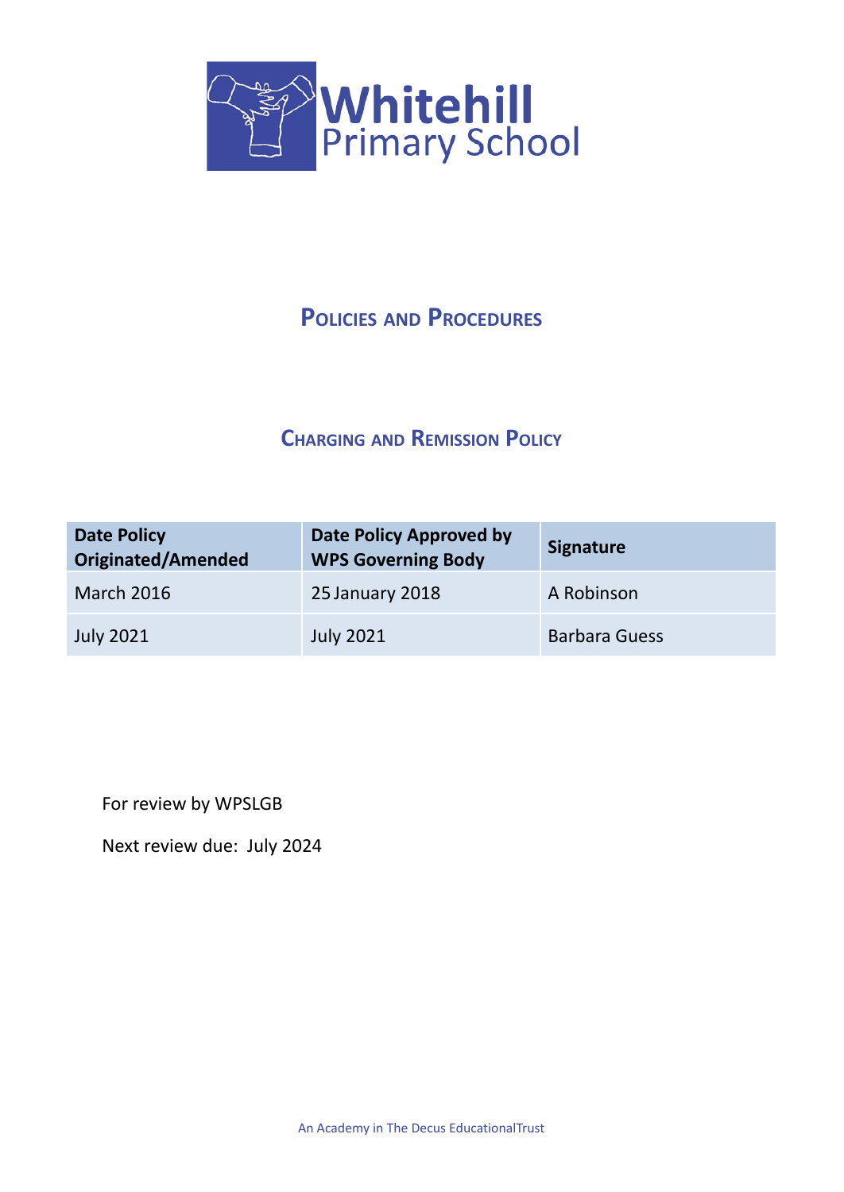# Whitehill Primary School

## Policies and Procedures

## Charging and Remission Policy

| Date Policy Originated/Amended | Date Policy Approved by WPS Governing Body | Signature |
|---|---|---|
| March 2016 | 25 January 2018 | A Robinson |
| July 2021 | July 2021 | Barbara Guess |

For review by WPSLGB

Next review due: July 2024

An Academy in The Decus EducationalTrust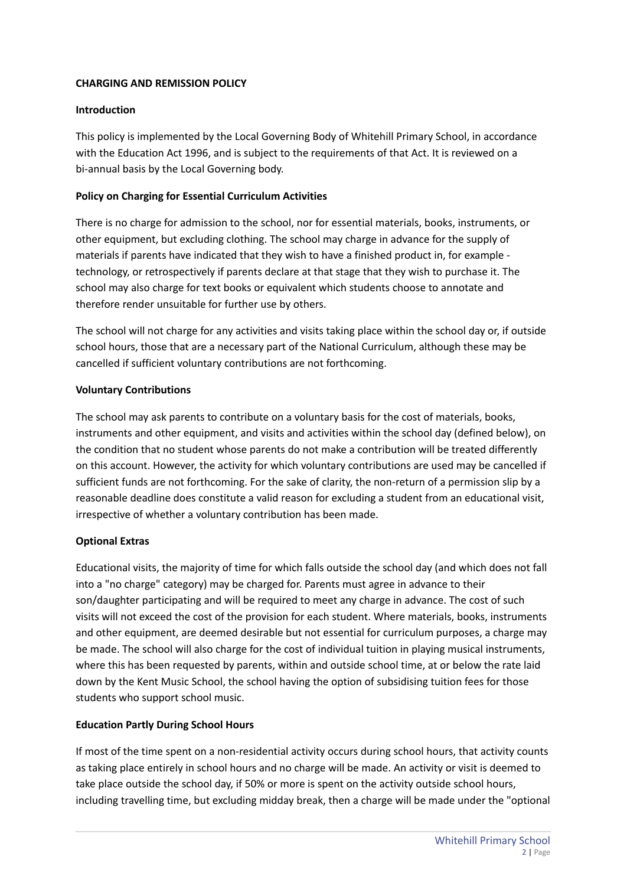**CHARGING AND REMISSION POLICY**

**Introduction**

This policy is implemented by the Local Governing Body of Whitehill Primary School, in accordance with the Education Act 1996, and is subject to the requirements of that Act. It is reviewed on a bi-annual basis by the Local Governing body.

**Policy on Charging for Essential Curriculum Activities**

There is no charge for admission to the school, nor for essential materials, books, instruments, or other equipment, but excluding clothing. The school may charge in advance for the supply of materials if parents have indicated that they wish to have a finished product in, for example - technology, or retrospectively if parents declare at that stage that they wish to purchase it. The school may also charge for text books or equivalent which students choose to annotate and therefore render unsuitable for further use by others.

The school will not charge for any activities and visits taking place within the school day or, if outside school hours, those that are a necessary part of the National Curriculum, although these may be cancelled if sufficient voluntary contributions are not forthcoming.

**Voluntary Contributions**

The school may ask parents to contribute on a voluntary basis for the cost of materials, books, instruments and other equipment, and visits and activities within the school day (defined below), on the condition that no student whose parents do not make a contribution will be treated differently on this account. However, the activity for which voluntary contributions are used may be cancelled if sufficient funds are not forthcoming. For the sake of clarity, the non-return of a permission slip by a reasonable deadline does constitute a valid reason for excluding a student from an educational visit, irrespective of whether a voluntary contribution has been made.

**Optional Extras**

Educational visits, the majority of time for which falls outside the school day (and which does not fall into a "no charge" category) may be charged for. Parents must agree in advance to their son/daughter participating and will be required to meet any charge in advance. The cost of such visits will not exceed the cost of the provision for each student. Where materials, books, instruments and other equipment, are deemed desirable but not essential for curriculum purposes, a charge may be made. The school will also charge for the cost of individual tuition in playing musical instruments, where this has been requested by parents, within and outside school time, at or below the rate laid down by the Kent Music School, the school having the option of subsidising tuition fees for those students who support school music.

**Education Partly During School Hours**

If most of the time spent on a non-residential activity occurs during school hours, that activity counts as taking place entirely in school hours and no charge will be made. An activity or visit is deemed to take place outside the school day, if 50% or more is spent on the activity outside school hours, including travelling time, but excluding midday break, then a charge will be made under the "optional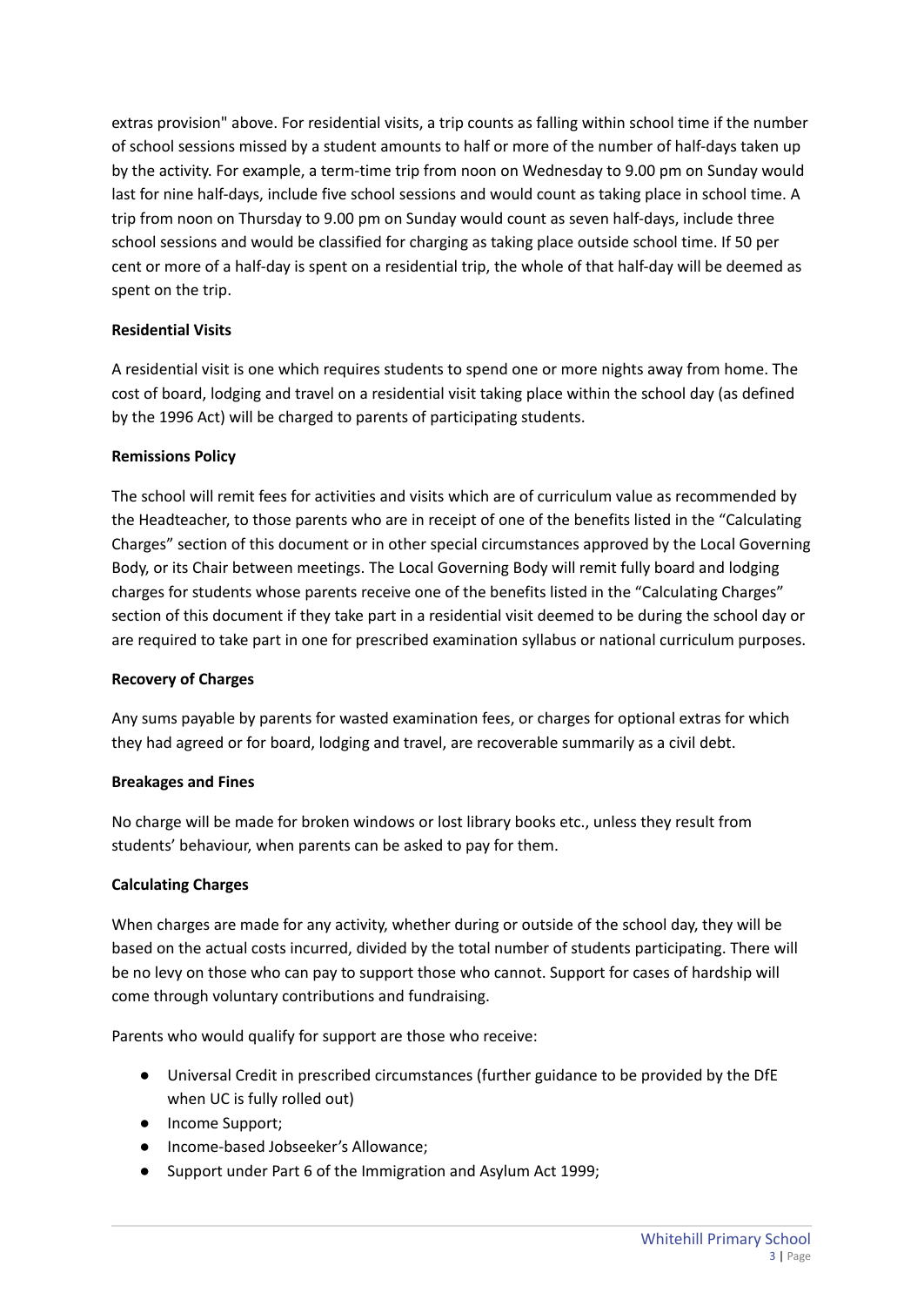extras provision" above. For residential visits, a trip counts as falling within school time if the number of school sessions missed by a student amounts to half or more of the number of half-days taken up by the activity. For example, a term-time trip from noon on Wednesday to 9.00 pm on Sunday would last for nine half-days, include five school sessions and would count as taking place in school time. A trip from noon on Thursday to 9.00 pm on Sunday would count as seven half-days, include three school sessions and would be classified for charging as taking place outside school time. If 50 per cent or more of a half-day is spent on a residential trip, the whole of that half-day will be deemed as spent on the trip.

**Residential Visits**

A residential visit is one which requires students to spend one or more nights away from home. The cost of board, lodging and travel on a residential visit taking place within the school day (as defined by the 1996 Act) will be charged to parents of participating students.

**Remissions Policy**

The school will remit fees for activities and visits which are of curriculum value as recommended by the Headteacher, to those parents who are in receipt of one of the benefits listed in the "Calculating Charges" section of this document or in other special circumstances approved by the Local Governing Body, or its Chair between meetings. The Local Governing Body will remit fully board and lodging charges for students whose parents receive one of the benefits listed in the "Calculating Charges" section of this document if they take part in a residential visit deemed to be during the school day or are required to take part in one for prescribed examination syllabus or national curriculum purposes.

**Recovery of Charges**

Any sums payable by parents for wasted examination fees, or charges for optional extras for which they had agreed or for board, lodging and travel, are recoverable summarily as a civil debt.

**Breakages and Fines**

No charge will be made for broken windows or lost library books etc., unless they result from students' behaviour, when parents can be asked to pay for them.

**Calculating Charges**

When charges are made for any activity, whether during or outside of the school day, they will be based on the actual costs incurred, divided by the total number of students participating. There will be no levy on those who can pay to support those who cannot. Support for cases of hardship will come through voluntary contributions and fundraising.

Parents who would qualify for support are those who receive:

- Universal Credit in prescribed circumstances (further guidance to be provided by the DfE when UC is fully rolled out)
- Income Support;
- Income-based Jobseeker's Allowance;
- Support under Part 6 of the Immigration and Asylum Act 1999;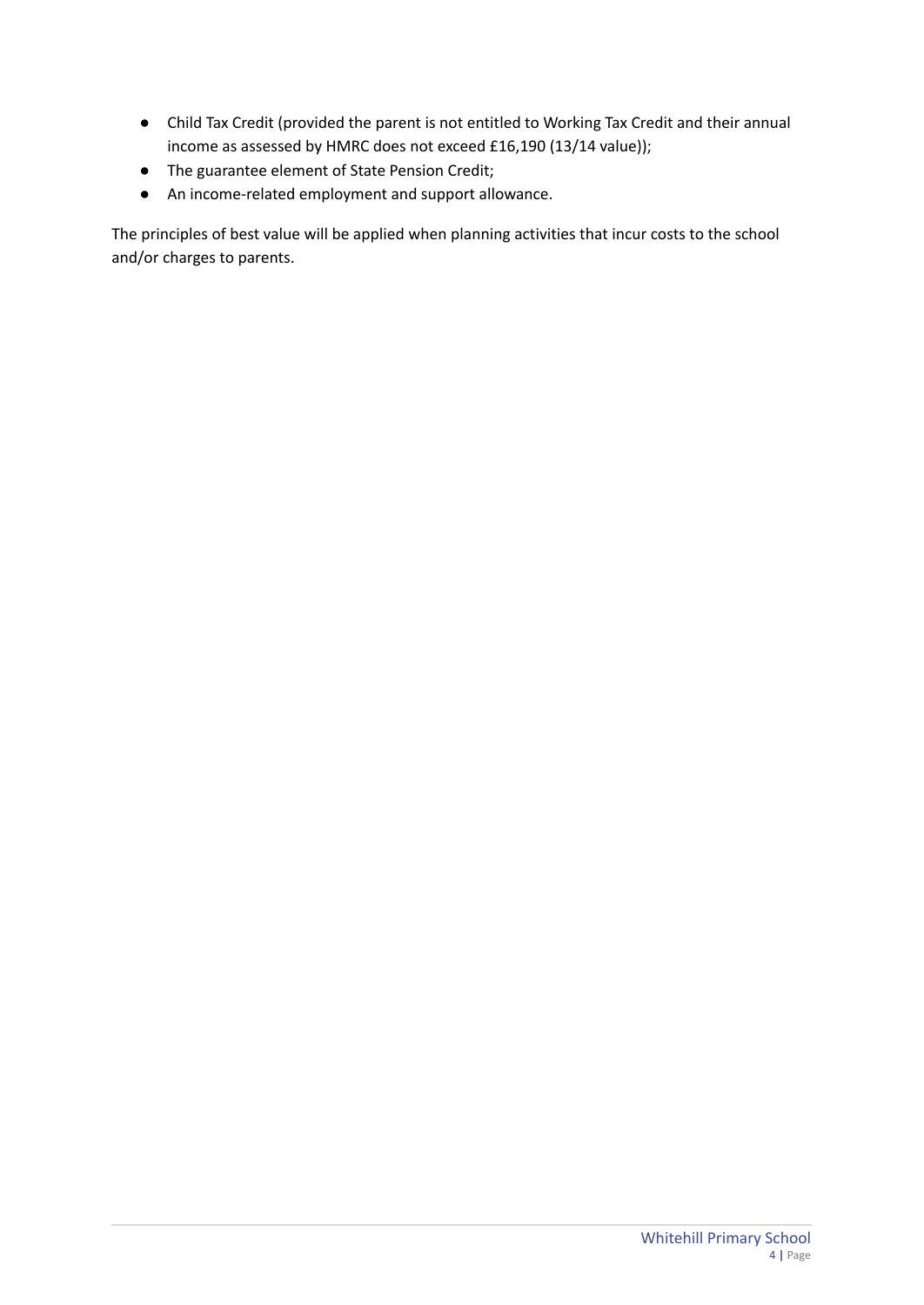- Child Tax Credit (provided the parent is not entitled to Working Tax Credit and their annual income as assessed by HMRC does not exceed £16,190 (13/14 value));
- The guarantee element of State Pension Credit;
- An income-related employment and support allowance.

The principles of best value will be applied when planning activities that incur costs to the school and/or charges to parents.